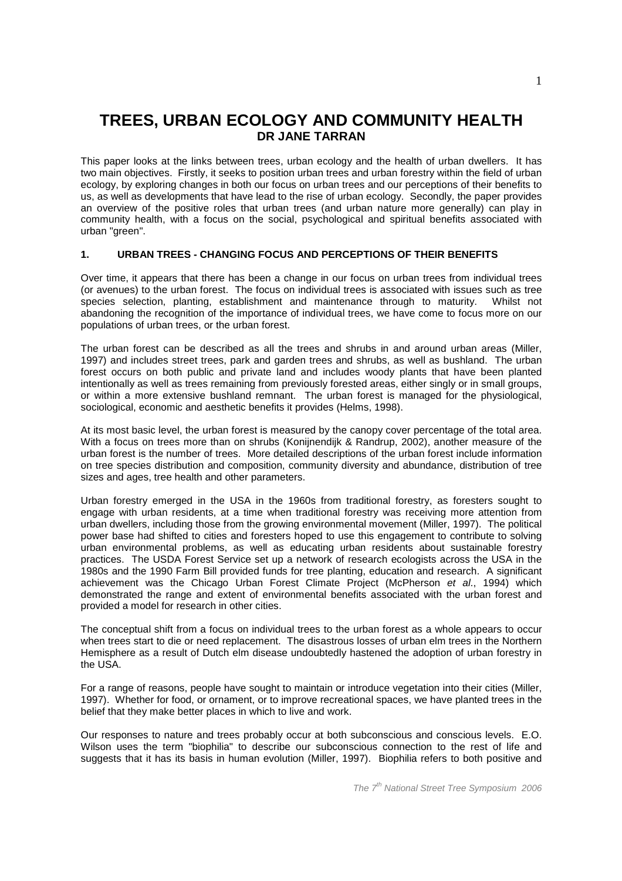# TREES, URBAN ECOLOGY AND COMMUNITY HEALTH
## DR JANE TARRAN

This paper looks at the links between trees, urban ecology and the health of urban dwellers. It has two main objectives. Firstly, it seeks to position urban trees and urban forestry within the field of urban ecology, by exploring changes in both our focus on urban trees and our perceptions of their benefits to us, as well as developments that have lead to the rise of urban ecology. Secondly, the paper provides an overview of the positive roles that urban trees (and urban nature more generally) can play in community health, with a focus on the social, psychological and spiritual benefits associated with urban "green".

### 1. URBAN TREES - CHANGING FOCUS AND PERCEPTIONS OF THEIR BENEFITS

Over time, it appears that there has been a change in our focus on urban trees from individual trees (or avenues) to the urban forest. The focus on individual trees is associated with issues such as tree species selection, planting, establishment and maintenance through to maturity. Whilst not abandoning the recognition of the importance of individual trees, we have come to focus more on our populations of urban trees, or the urban forest.

The urban forest can be described as all the trees and shrubs in and around urban areas (Miller, 1997) and includes street trees, park and garden trees and shrubs, as well as bushland. The urban forest occurs on both public and private land and includes woody plants that have been planted intentionally as well as trees remaining from previously forested areas, either singly or in small groups, or within a more extensive bushland remnant. The urban forest is managed for the physiological, sociological, economic and aesthetic benefits it provides (Helms, 1998).

At its most basic level, the urban forest is measured by the canopy cover percentage of the total area. With a focus on trees more than on shrubs (Konijnendijk & Randrup, 2002), another measure of the urban forest is the number of trees. More detailed descriptions of the urban forest include information on tree species distribution and composition, community diversity and abundance, distribution of tree sizes and ages, tree health and other parameters.

Urban forestry emerged in the USA in the 1960s from traditional forestry, as foresters sought to engage with urban residents, at a time when traditional forestry was receiving more attention from urban dwellers, including those from the growing environmental movement (Miller, 1997). The political power base had shifted to cities and foresters hoped to use this engagement to contribute to solving urban environmental problems, as well as educating urban residents about sustainable forestry practices. The USDA Forest Service set up a network of research ecologists across the USA in the 1980s and the 1990 Farm Bill provided funds for tree planting, education and research. A significant achievement was the Chicago Urban Forest Climate Project (McPherson *et al*., 1994) which demonstrated the range and extent of environmental benefits associated with the urban forest and provided a model for research in other cities.

The conceptual shift from a focus on individual trees to the urban forest as a whole appears to occur when trees start to die or need replacement. The disastrous losses of urban elm trees in the Northern Hemisphere as a result of Dutch elm disease undoubtedly hastened the adoption of urban forestry in the USA.

For a range of reasons, people have sought to maintain or introduce vegetation into their cities (Miller, 1997). Whether for food, or ornament, or to improve recreational spaces, we have planted trees in the belief that they make better places in which to live and work.

Our responses to nature and trees probably occur at both subconscious and conscious levels. E.O. Wilson uses the term "biophilia" to describe our subconscious connection to the rest of life and suggests that it has its basis in human evolution (Miller, 1997). Biophilia refers to both positive and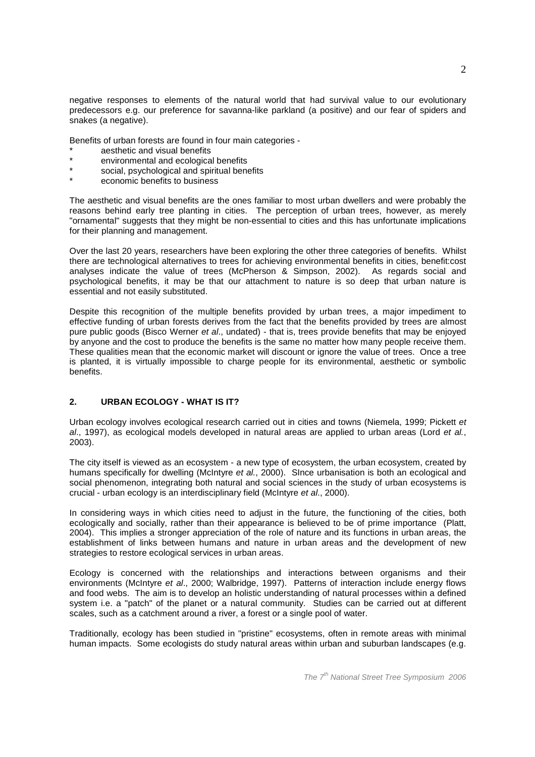negative responses to elements of the natural world that had survival value to our evolutionary predecessors e.g. our preference for savanna-like parkland (a positive) and our fear of spiders and snakes (a negative).

Benefits of urban forests are found in four main categories -

- aesthetic and visual benefits
- environmental and ecological benefits
- social, psychological and spiritual benefits
- economic benefits to business

The aesthetic and visual benefits are the ones familiar to most urban dwellers and were probably the reasons behind early tree planting in cities. The perception of urban trees, however, as merely "ornamental" suggests that they might be non-essential to cities and this has unfortunate implications for their planning and management.

Over the last 20 years, researchers have been exploring the other three categories of benefits. Whilst there are technological alternatives to trees for achieving environmental benefits in cities, benefit:cost analyses indicate the value of trees (McPherson & Simpson, 2002). As regards social and psychological benefits, it may be that our attachment to nature is so deep that urban nature is essential and not easily substituted.

Despite this recognition of the multiple benefits provided by urban trees, a major impediment to effective funding of urban forests derives from the fact that the benefits provided by trees are almost pure public goods (Bisco Werner *et al*., undated) - that is, trees provide benefits that may be enjoyed by anyone and the cost to produce the benefits is the same no matter how many people receive them. These qualities mean that the economic market will discount or ignore the value of trees. Once a tree is planted, it is virtually impossible to charge people for its environmental, aesthetic or symbolic benefits.

## 2. URBAN ECOLOGY - WHAT IS IT?

Urban ecology involves ecological research carried out in cities and towns (Niemela, 1999; Pickett *et al*., 1997), as ecological models developed in natural areas are applied to urban areas (Lord *et al.*, 2003).

The city itself is viewed as an ecosystem - a new type of ecosystem, the urban ecosystem, created by humans specifically for dwelling (McIntyre *et al.*, 2000). SInce urbanisation is both an ecological and social phenomenon, integrating both natural and social sciences in the study of urban ecosystems is crucial - urban ecology is an interdisciplinary field (McIntyre *et al*., 2000).

In considering ways in which cities need to adjust in the future, the functioning of the cities, both ecologically and socially, rather than their appearance is believed to be of prime importance (Platt, 2004). This implies a stronger appreciation of the role of nature and its functions in urban areas, the establishment of links between humans and nature in urban areas and the development of new strategies to restore ecological services in urban areas.

Ecology is concerned with the relationships and interactions between organisms and their environments (McIntyre *et al*., 2000; Walbridge, 1997). Patterns of interaction include energy flows and food webs. The aim is to develop an holistic understanding of natural processes within a defined system i.e. a "patch" of the planet or a natural community. Studies can be carried out at different scales, such as a catchment around a river, a forest or a single pool of water.

Traditionally, ecology has been studied in "pristine" ecosystems, often in remote areas with minimal human impacts. Some ecologists do study natural areas within urban and suburban landscapes (e.g.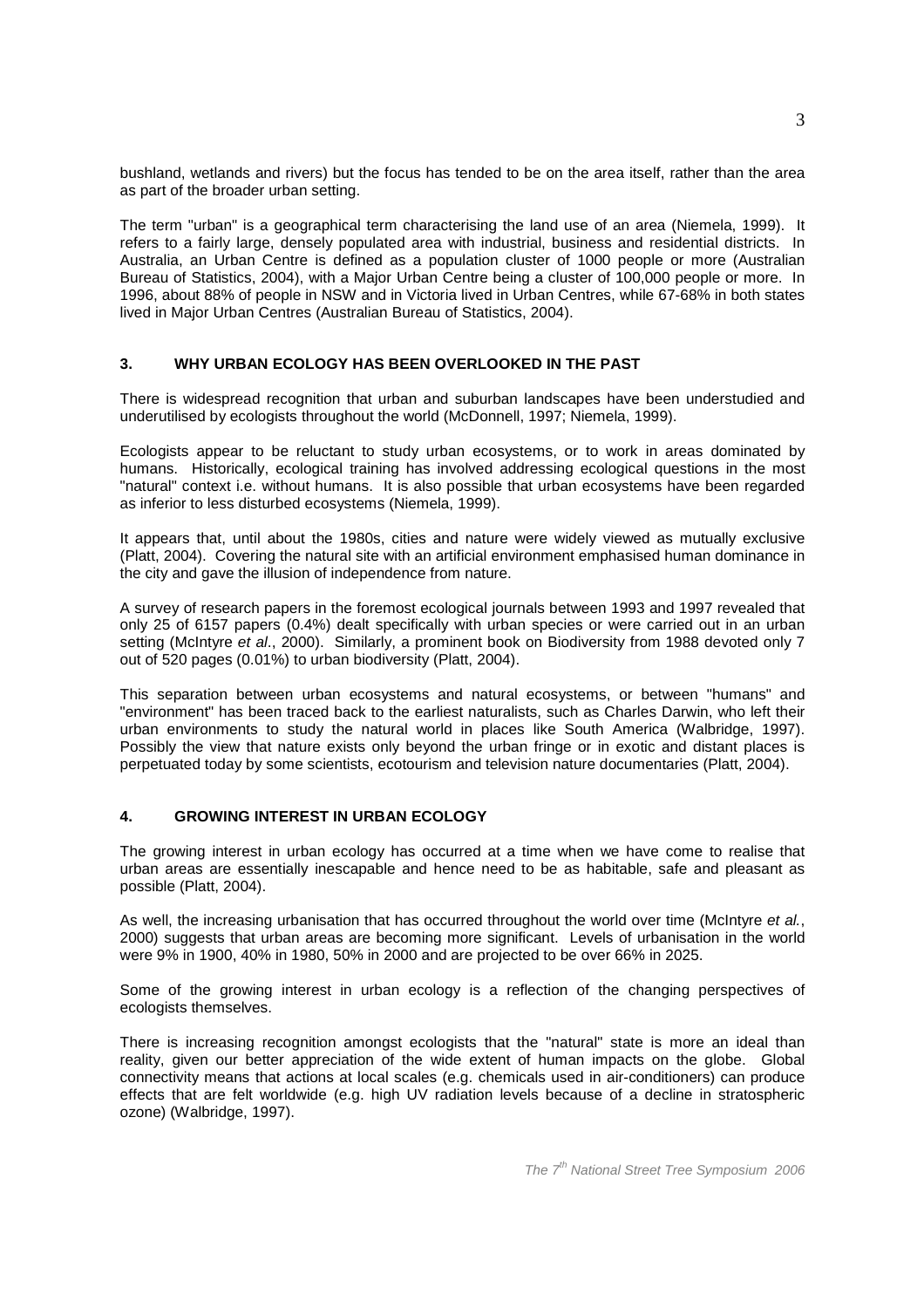bushland, wetlands and rivers) but the focus has tended to be on the area itself, rather than the area as part of the broader urban setting.

The term "urban" is a geographical term characterising the land use of an area (Niemela, 1999). It refers to a fairly large, densely populated area with industrial, business and residential districts. In Australia, an Urban Centre is defined as a population cluster of 1000 people or more (Australian Bureau of Statistics, 2004), with a Major Urban Centre being a cluster of 100,000 people or more. In 1996, about 88% of people in NSW and in Victoria lived in Urban Centres, while 67-68% in both states lived in Major Urban Centres (Australian Bureau of Statistics, 2004).

## 3. WHY URBAN ECOLOGY HAS BEEN OVERLOOKED IN THE PAST

There is widespread recognition that urban and suburban landscapes have been understudied and underutilised by ecologists throughout the world (McDonnell, 1997; Niemela, 1999).

Ecologists appear to be reluctant to study urban ecosystems, or to work in areas dominated by humans. Historically, ecological training has involved addressing ecological questions in the most "natural" context i.e. without humans. It is also possible that urban ecosystems have been regarded as inferior to less disturbed ecosystems (Niemela, 1999).

It appears that, until about the 1980s, cities and nature were widely viewed as mutually exclusive (Platt, 2004). Covering the natural site with an artificial environment emphasised human dominance in the city and gave the illusion of independence from nature.

A survey of research papers in the foremost ecological journals between 1993 and 1997 revealed that only 25 of 6157 papers (0.4%) dealt specifically with urban species or were carried out in an urban setting (McIntyre *et al*., 2000). Similarly, a prominent book on Biodiversity from 1988 devoted only 7 out of 520 pages (0.01%) to urban biodiversity (Platt, 2004).

This separation between urban ecosystems and natural ecosystems, or between "humans" and "environment" has been traced back to the earliest naturalists, such as Charles Darwin, who left their urban environments to study the natural world in places like South America (Walbridge, 1997). Possibly the view that nature exists only beyond the urban fringe or in exotic and distant places is perpetuated today by some scientists, ecotourism and television nature documentaries (Platt, 2004).

## 4. GROWING INTEREST IN URBAN ECOLOGY

The growing interest in urban ecology has occurred at a time when we have come to realise that urban areas are essentially inescapable and hence need to be as habitable, safe and pleasant as possible (Platt, 2004).

As well, the increasing urbanisation that has occurred throughout the world over time (McIntyre *et al.*, 2000) suggests that urban areas are becoming more significant. Levels of urbanisation in the world were 9% in 1900, 40% in 1980, 50% in 2000 and are projected to be over 66% in 2025.

Some of the growing interest in urban ecology is a reflection of the changing perspectives of ecologists themselves.

There is increasing recognition amongst ecologists that the "natural" state is more an ideal than reality, given our better appreciation of the wide extent of human impacts on the globe. Global connectivity means that actions at local scales (e.g. chemicals used in air-conditioners) can produce effects that are felt worldwide (e.g. high UV radiation levels because of a decline in stratospheric ozone) (Walbridge, 1997).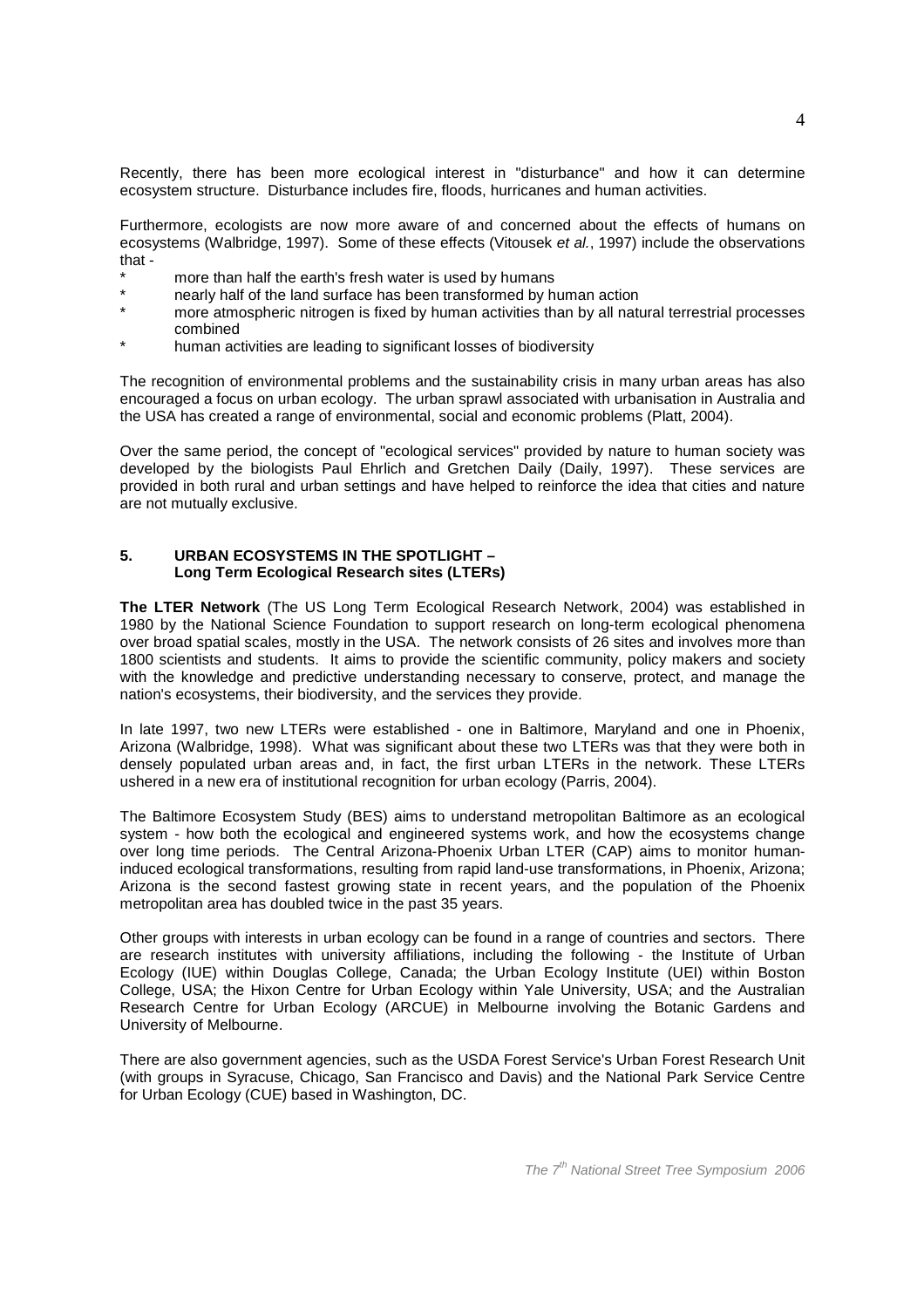Recently, there has been more ecological interest in "disturbance" and how it can determine ecosystem structure. Disturbance includes fire, floods, hurricanes and human activities.

Furthermore, ecologists are now more aware of and concerned about the effects of humans on ecosystems (Walbridge, 1997). Some of these effects (Vitousek *et al.*, 1997) include the observations that -

- more than half the earth's fresh water is used by humans
- nearly half of the land surface has been transformed by human action
- more atmospheric nitrogen is fixed by human activities than by all natural terrestrial processes combined
- human activities are leading to significant losses of biodiversity

The recognition of environmental problems and the sustainability crisis in many urban areas has also encouraged a focus on urban ecology. The urban sprawl associated with urbanisation in Australia and the USA has created a range of environmental, social and economic problems (Platt, 2004).

Over the same period, the concept of "ecological services" provided by nature to human society was developed by the biologists Paul Ehrlich and Gretchen Daily (Daily, 1997). These services are provided in both rural and urban settings and have helped to reinforce the idea that cities and nature are not mutually exclusive.

## 5. URBAN ECOSYSTEMS IN THE SPOTLIGHT – Long Term Ecological Research sites (LTERs)

**The LTER Network** (The US Long Term Ecological Research Network, 2004) was established in 1980 by the National Science Foundation to support research on long-term ecological phenomena over broad spatial scales, mostly in the USA. The network consists of 26 sites and involves more than 1800 scientists and students. It aims to provide the scientific community, policy makers and society with the knowledge and predictive understanding necessary to conserve, protect, and manage the nation's ecosystems, their biodiversity, and the services they provide.

In late 1997, two new LTERs were established - one in Baltimore, Maryland and one in Phoenix, Arizona (Walbridge, 1998). What was significant about these two LTERs was that they were both in densely populated urban areas and, in fact, the first urban LTERs in the network. These LTERs ushered in a new era of institutional recognition for urban ecology (Parris, 2004).

The Baltimore Ecosystem Study (BES) aims to understand metropolitan Baltimore as an ecological system - how both the ecological and engineered systems work, and how the ecosystems change over long time periods. The Central Arizona-Phoenix Urban LTER (CAP) aims to monitor human-induced ecological transformations, resulting from rapid land-use transformations, in Phoenix, Arizona; Arizona is the second fastest growing state in recent years, and the population of the Phoenix metropolitan area has doubled twice in the past 35 years.

Other groups with interests in urban ecology can be found in a range of countries and sectors. There are research institutes with university affiliations, including the following - the Institute of Urban Ecology (IUE) within Douglas College, Canada; the Urban Ecology Institute (UEI) within Boston College, USA; the Hixon Centre for Urban Ecology within Yale University, USA; and the Australian Research Centre for Urban Ecology (ARCUE) in Melbourne involving the Botanic Gardens and University of Melbourne.

There are also government agencies, such as the USDA Forest Service's Urban Forest Research Unit (with groups in Syracuse, Chicago, San Francisco and Davis) and the National Park Service Centre for Urban Ecology (CUE) based in Washington, DC.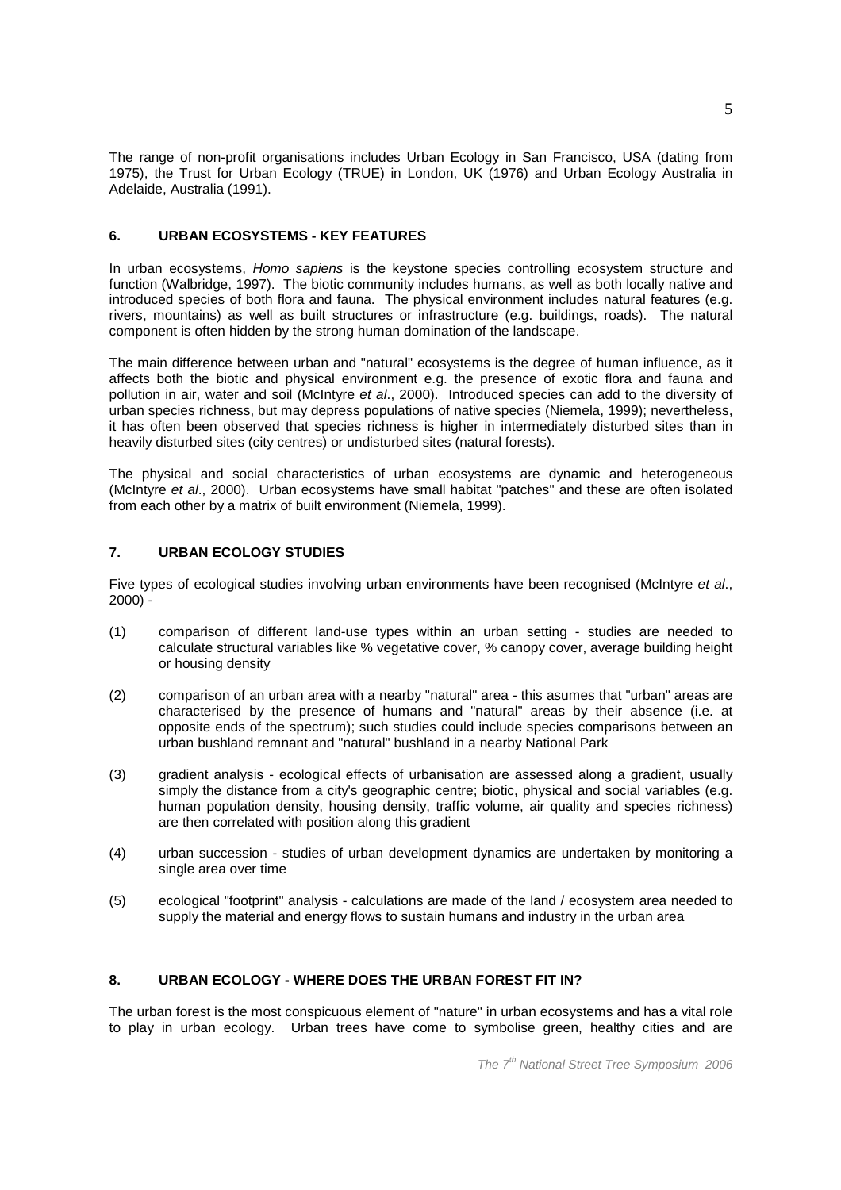The range of non-profit organisations includes Urban Ecology in San Francisco, USA (dating from 1975), the Trust for Urban Ecology (TRUE) in London, UK (1976) and Urban Ecology Australia in Adelaide, Australia (1991).

## 6. URBAN ECOSYSTEMS - KEY FEATURES

In urban ecosystems, *Homo sapiens* is the keystone species controlling ecosystem structure and function (Walbridge, 1997). The biotic community includes humans, as well as both locally native and introduced species of both flora and fauna. The physical environment includes natural features (e.g. rivers, mountains) as well as built structures or infrastructure (e.g. buildings, roads). The natural component is often hidden by the strong human domination of the landscape.

The main difference between urban and "natural" ecosystems is the degree of human influence, as it affects both the biotic and physical environment e.g. the presence of exotic flora and fauna and pollution in air, water and soil (McIntyre *et al*., 2000). Introduced species can add to the diversity of urban species richness, but may depress populations of native species (Niemela, 1999); nevertheless, it has often been observed that species richness is higher in intermediately disturbed sites than in heavily disturbed sites (city centres) or undisturbed sites (natural forests).

The physical and social characteristics of urban ecosystems are dynamic and heterogeneous (McIntyre *et al*., 2000). Urban ecosystems have small habitat "patches" and these are often isolated from each other by a matrix of built environment (Niemela, 1999).

## 7. URBAN ECOLOGY STUDIES

Five types of ecological studies involving urban environments have been recognised (McIntyre *et al*., 2000) -

(1) comparison of different land-use types within an urban setting - studies are needed to calculate structural variables like % vegetative cover, % canopy cover, average building height or housing density

(2) comparison of an urban area with a nearby "natural" area - this asumes that "urban" areas are characterised by the presence of humans and "natural" areas by their absence (i.e. at opposite ends of the spectrum); such studies could include species comparisons between an urban bushland remnant and "natural" bushland in a nearby National Park

(3) gradient analysis - ecological effects of urbanisation are assessed along a gradient, usually simply the distance from a city's geographic centre; biotic, physical and social variables (e.g. human population density, housing density, traffic volume, air quality and species richness) are then correlated with position along this gradient

(4) urban succession - studies of urban development dynamics are undertaken by monitoring a single area over time

(5) ecological "footprint" analysis - calculations are made of the land / ecosystem area needed to supply the material and energy flows to sustain humans and industry in the urban area

## 8. URBAN ECOLOGY - WHERE DOES THE URBAN FOREST FIT IN?

The urban forest is the most conspicuous element of "nature" in urban ecosystems and has a vital role to play in urban ecology. Urban trees have come to symbolise green, healthy cities and are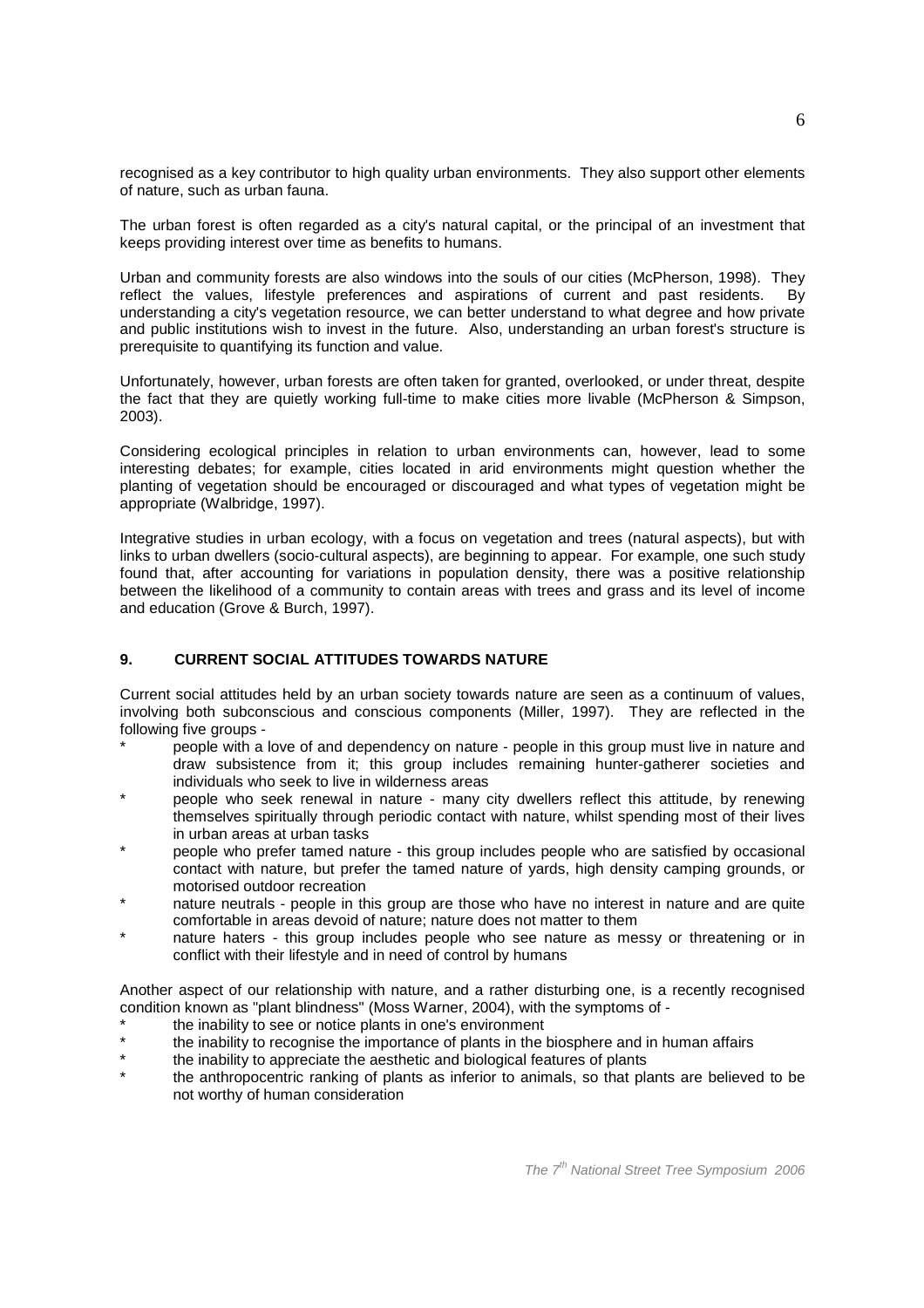recognised as a key contributor to high quality urban environments. They also support other elements of nature, such as urban fauna.

The urban forest is often regarded as a city's natural capital, or the principal of an investment that keeps providing interest over time as benefits to humans.

Urban and community forests are also windows into the souls of our cities (McPherson, 1998). They reflect the values, lifestyle preferences and aspirations of current and past residents. By understanding a city's vegetation resource, we can better understand to what degree and how private and public institutions wish to invest in the future. Also, understanding an urban forest's structure is prerequisite to quantifying its function and value.

Unfortunately, however, urban forests are often taken for granted, overlooked, or under threat, despite the fact that they are quietly working full-time to make cities more livable (McPherson & Simpson, 2003).

Considering ecological principles in relation to urban environments can, however, lead to some interesting debates; for example, cities located in arid environments might question whether the planting of vegetation should be encouraged or discouraged and what types of vegetation might be appropriate (Walbridge, 1997).

Integrative studies in urban ecology, with a focus on vegetation and trees (natural aspects), but with links to urban dwellers (socio-cultural aspects), are beginning to appear. For example, one such study found that, after accounting for variations in population density, there was a positive relationship between the likelihood of a community to contain areas with trees and grass and its level of income and education (Grove & Burch, 1997).

## 9. CURRENT SOCIAL ATTITUDES TOWARDS NATURE

Current social attitudes held by an urban society towards nature are seen as a continuum of values, involving both subconscious and conscious components (Miller, 1997). They are reflected in the following five groups -

* people with a love of and dependency on nature - people in this group must live in nature and draw subsistence from it; this group includes remaining hunter-gatherer societies and individuals who seek to live in wilderness areas
* people who seek renewal in nature - many city dwellers reflect this attitude, by renewing themselves spiritually through periodic contact with nature, whilst spending most of their lives in urban areas at urban tasks
* people who prefer tamed nature - this group includes people who are satisfied by occasional contact with nature, but prefer the tamed nature of yards, high density camping grounds, or motorised outdoor recreation
* nature neutrals - people in this group are those who have no interest in nature and are quite comfortable in areas devoid of nature; nature does not matter to them
* nature haters - this group includes people who see nature as messy or threatening or in conflict with their lifestyle and in need of control by humans

Another aspect of our relationship with nature, and a rather disturbing one, is a recently recognised condition known as "plant blindness" (Moss Warner, 2004), with the symptoms of -

* the inability to see or notice plants in one's environment
* the inability to recognise the importance of plants in the biosphere and in human affairs
* the inability to appreciate the aesthetic and biological features of plants
* the anthropocentric ranking of plants as inferior to animals, so that plants are believed to be not worthy of human consideration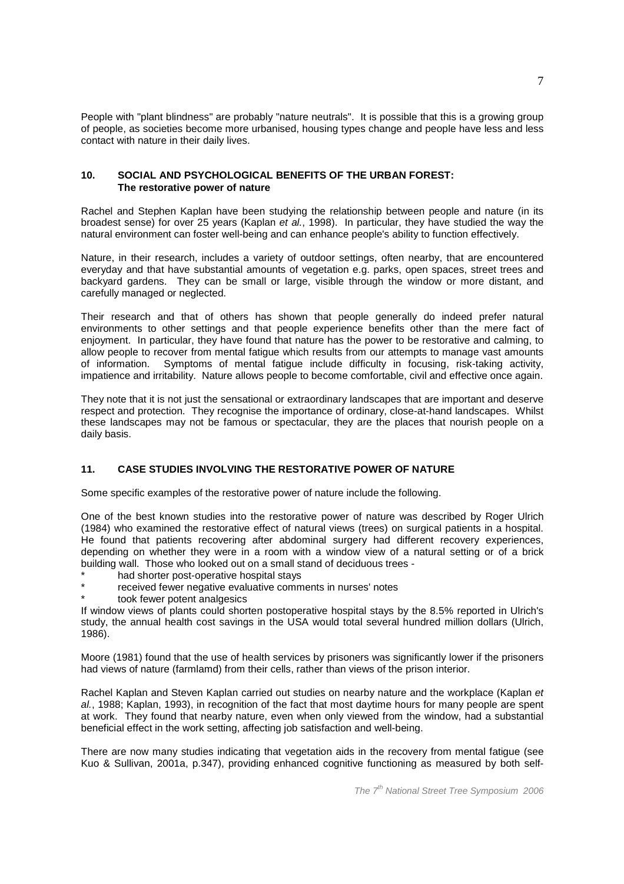People with "plant blindness" are probably "nature neutrals". It is possible that this is a growing group of people, as societies become more urbanised, housing types change and people have less and less contact with nature in their daily lives.

## 10. SOCIAL AND PSYCHOLOGICAL BENEFITS OF THE URBAN FOREST: The restorative power of nature

Rachel and Stephen Kaplan have been studying the relationship between people and nature (in its broadest sense) for over 25 years (Kaplan *et al.*, 1998). In particular, they have studied the way the natural environment can foster well-being and can enhance people's ability to function effectively.

Nature, in their research, includes a variety of outdoor settings, often nearby, that are encountered everyday and that have substantial amounts of vegetation e.g. parks, open spaces, street trees and backyard gardens. They can be small or large, visible through the window or more distant, and carefully managed or neglected.

Their research and that of others has shown that people generally do indeed prefer natural environments to other settings and that people experience benefits other than the mere fact of enjoyment. In particular, they have found that nature has the power to be restorative and calming, to allow people to recover from mental fatigue which results from our attempts to manage vast amounts of information. Symptoms of mental fatigue include difficulty in focusing, risk-taking activity, impatience and irritability. Nature allows people to become comfortable, civil and effective once again.

They note that it is not just the sensational or extraordinary landscapes that are important and deserve respect and protection. They recognise the importance of ordinary, close-at-hand landscapes. Whilst these landscapes may not be famous or spectacular, they are the places that nourish people on a daily basis.

## 11. CASE STUDIES INVOLVING THE RESTORATIVE POWER OF NATURE

Some specific examples of the restorative power of nature include the following.

One of the best known studies into the restorative power of nature was described by Roger Ulrich (1984) who examined the restorative effect of natural views (trees) on surgical patients in a hospital. He found that patients recovering after abdominal surgery had different recovery experiences, depending on whether they were in a room with a window view of a natural setting or of a brick building wall. Those who looked out on a small stand of deciduous trees -

* had shorter post-operative hospital stays
* received fewer negative evaluative comments in nurses' notes
* took fewer potent analgesics

If window views of plants could shorten postoperative hospital stays by the 8.5% reported in Ulrich's study, the annual health cost savings in the USA would total several hundred million dollars (Ulrich, 1986).

Moore (1981) found that the use of health services by prisoners was significantly lower if the prisoners had views of nature (farmlamd) from their cells, rather than views of the prison interior.

Rachel Kaplan and Steven Kaplan carried out studies on nearby nature and the workplace (Kaplan *et al.*, 1988; Kaplan, 1993), in recognition of the fact that most daytime hours for many people are spent at work. They found that nearby nature, even when only viewed from the window, had a substantial beneficial effect in the work setting, affecting job satisfaction and well-being.

There are now many studies indicating that vegetation aids in the recovery from mental fatigue (see Kuo & Sullivan, 2001a, p.347), providing enhanced cognitive functioning as measured by both self-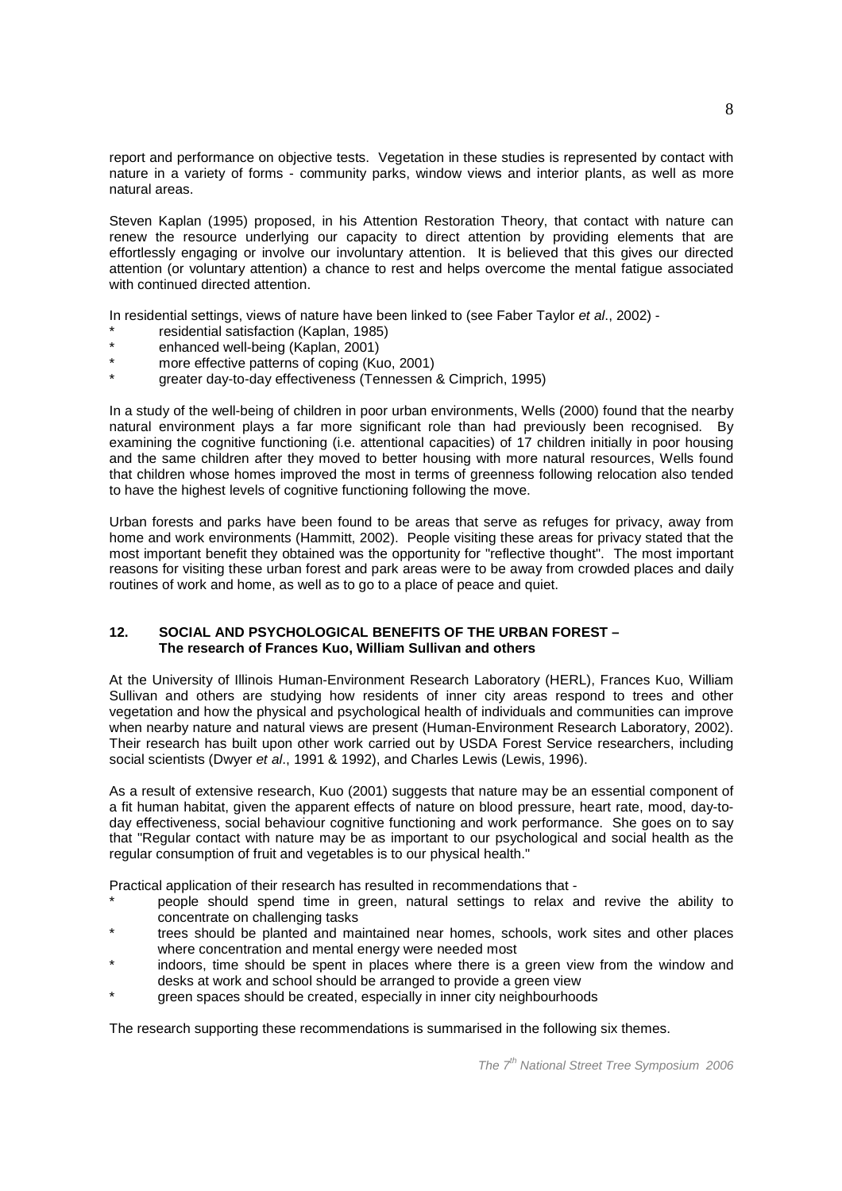report and performance on objective tests. Vegetation in these studies is represented by contact with nature in a variety of forms - community parks, window views and interior plants, as well as more natural areas.

Steven Kaplan (1995) proposed, in his Attention Restoration Theory, that contact with nature can renew the resource underlying our capacity to direct attention by providing elements that are effortlessly engaging or involve our involuntary attention. It is believed that this gives our directed attention (or voluntary attention) a chance to rest and helps overcome the mental fatigue associated with continued directed attention.

In residential settings, views of nature have been linked to (see Faber Taylor *et al*., 2002) -

* residential satisfaction (Kaplan, 1985)
* enhanced well-being (Kaplan, 2001)
* more effective patterns of coping (Kuo, 2001)
* greater day-to-day effectiveness (Tennessen & Cimprich, 1995)

In a study of the well-being of children in poor urban environments, Wells (2000) found that the nearby natural environment plays a far more significant role than had previously been recognised. By examining the cognitive functioning (i.e. attentional capacities) of 17 children initially in poor housing and the same children after they moved to better housing with more natural resources, Wells found that children whose homes improved the most in terms of greenness following relocation also tended to have the highest levels of cognitive functioning following the move.

Urban forests and parks have been found to be areas that serve as refuges for privacy, away from home and work environments (Hammitt, 2002). People visiting these areas for privacy stated that the most important benefit they obtained was the opportunity for "reflective thought". The most important reasons for visiting these urban forest and park areas were to be away from crowded places and daily routines of work and home, as well as to go to a place of peace and quiet.

## 12. SOCIAL AND PSYCHOLOGICAL BENEFITS OF THE URBAN FOREST – The research of Frances Kuo, William Sullivan and others

At the University of Illinois Human-Environment Research Laboratory (HERL), Frances Kuo, William Sullivan and others are studying how residents of inner city areas respond to trees and other vegetation and how the physical and psychological health of individuals and communities can improve when nearby nature and natural views are present (Human-Environment Research Laboratory, 2002). Their research has built upon other work carried out by USDA Forest Service researchers, including social scientists (Dwyer *et al*., 1991 & 1992), and Charles Lewis (Lewis, 1996).

As a result of extensive research, Kuo (2001) suggests that nature may be an essential component of a fit human habitat, given the apparent effects of nature on blood pressure, heart rate, mood, day-to-day effectiveness, social behaviour cognitive functioning and work performance. She goes on to say that "Regular contact with nature may be as important to our psychological and social health as the regular consumption of fruit and vegetables is to our physical health."

Practical application of their research has resulted in recommendations that -

* people should spend time in green, natural settings to relax and revive the ability to concentrate on challenging tasks
* trees should be planted and maintained near homes, schools, work sites and other places where concentration and mental energy were needed most
* indoors, time should be spent in places where there is a green view from the window and desks at work and school should be arranged to provide a green view
* green spaces should be created, especially in inner city neighbourhoods

The research supporting these recommendations is summarised in the following six themes.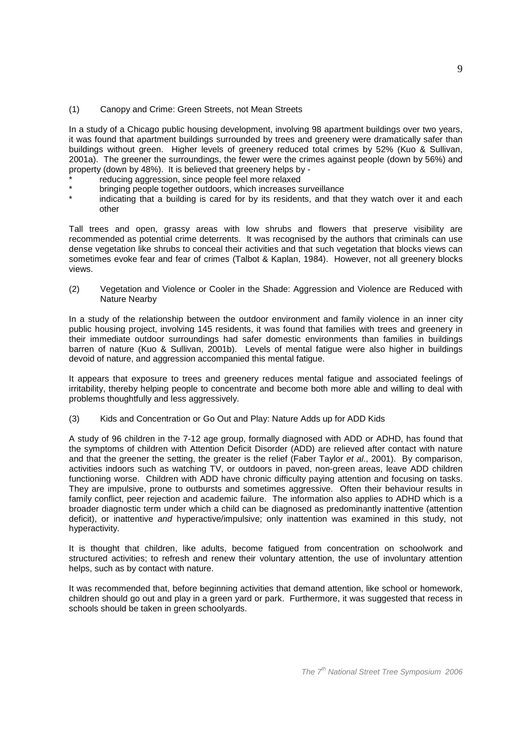(1) Canopy and Crime: Green Streets, not Mean Streets

In a study of a Chicago public housing development, involving 98 apartment buildings over two years, it was found that apartment buildings surrounded by trees and greenery were dramatically safer than buildings without green. Higher levels of greenery reduced total crimes by 52% (Kuo & Sullivan, 2001a). The greener the surroundings, the fewer were the crimes against people (down by 56%) and property (down by 48%). It is believed that greenery helps by -

- reducing aggression, since people feel more relaxed
- bringing people together outdoors, which increases surveillance
- indicating that a building is cared for by its residents, and that they watch over it and each other

Tall trees and open, grassy areas with low shrubs and flowers that preserve visibility are recommended as potential crime deterrents. It was recognised by the authors that criminals can use dense vegetation like shrubs to conceal their activities and that such vegetation that blocks views can sometimes evoke fear and fear of crimes (Talbot & Kaplan, 1984). However, not all greenery blocks views.

(2) Vegetation and Violence or Cooler in the Shade: Aggression and Violence are Reduced with Nature Nearby

In a study of the relationship between the outdoor environment and family violence in an inner city public housing project, involving 145 residents, it was found that families with trees and greenery in their immediate outdoor surroundings had safer domestic environments than families in buildings barren of nature (Kuo & Sullivan, 2001b). Levels of mental fatigue were also higher in buildings devoid of nature, and aggression accompanied this mental fatigue.

It appears that exposure to trees and greenery reduces mental fatigue and associated feelings of irritability, thereby helping people to concentrate and become both more able and willing to deal with problems thoughtfully and less aggressively.

(3) Kids and Concentration or Go Out and Play: Nature Adds up for ADD Kids

A study of 96 children in the 7-12 age group, formally diagnosed with ADD or ADHD, has found that the symptoms of children with Attention Deficit Disorder (ADD) are relieved after contact with nature and that the greener the setting, the greater is the relief (Faber Taylor *et al*., 2001). By comparison, activities indoors such as watching TV, or outdoors in paved, non-green areas, leave ADD children functioning worse. Children with ADD have chronic difficulty paying attention and focusing on tasks. They are impulsive, prone to outbursts and sometimes aggressive. Often their behaviour results in family conflict, peer rejection and academic failure. The information also applies to ADHD which is a broader diagnostic term under which a child can be diagnosed as predominantly inattentive (attention deficit), or inattentive *and* hyperactive/impulsive; only inattention was examined in this study, not hyperactivity.

It is thought that children, like adults, become fatigued from concentration on schoolwork and structured activities; to refresh and renew their voluntary attention, the use of involuntary attention helps, such as by contact with nature.

It was recommended that, before beginning activities that demand attention, like school or homework, children should go out and play in a green yard or park. Furthermore, it was suggested that recess in schools should be taken in green schoolyards.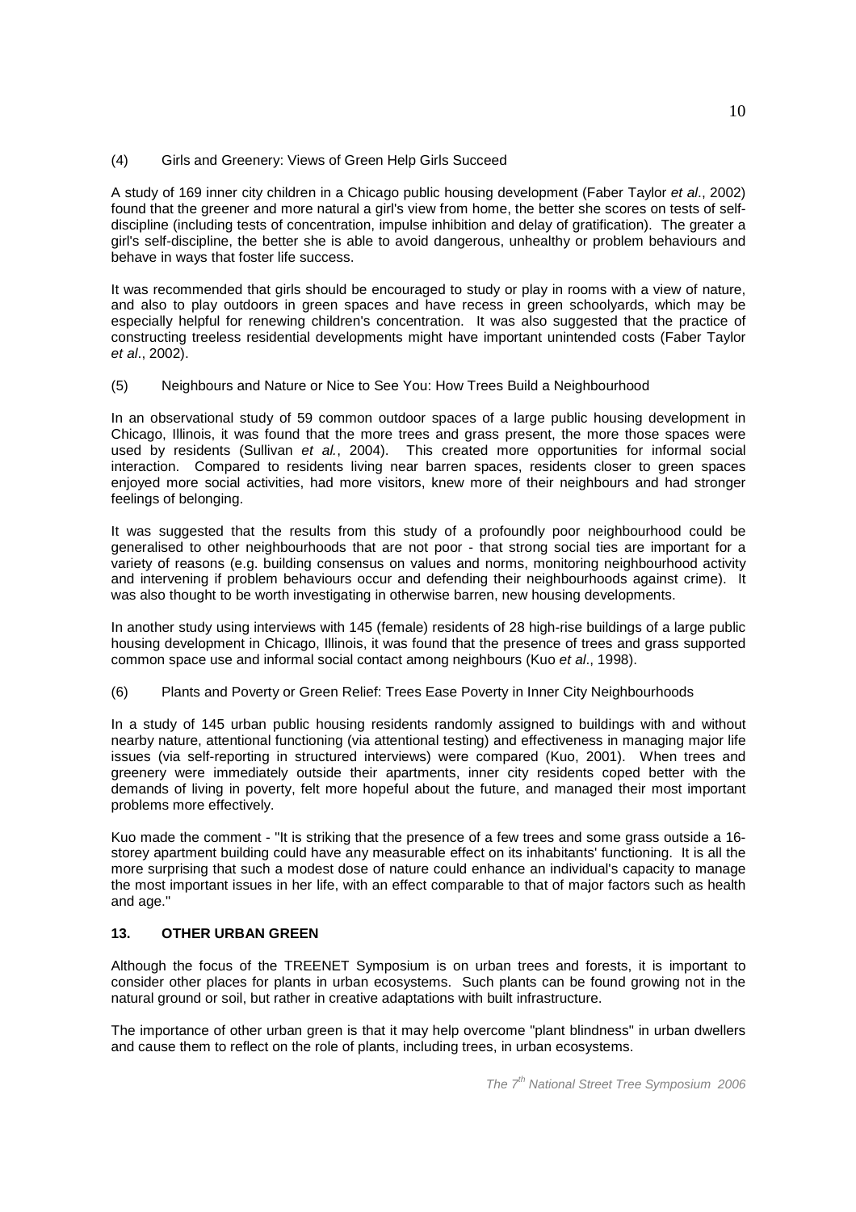(4) Girls and Greenery: Views of Green Help Girls Succeed

A study of 169 inner city children in a Chicago public housing development (Faber Taylor *et al*., 2002) found that the greener and more natural a girl's view from home, the better she scores on tests of self-discipline (including tests of concentration, impulse inhibition and delay of gratification). The greater a girl's self-discipline, the better she is able to avoid dangerous, unhealthy or problem behaviours and behave in ways that foster life success.

It was recommended that girls should be encouraged to study or play in rooms with a view of nature, and also to play outdoors in green spaces and have recess in green schoolyards, which may be especially helpful for renewing children's concentration. It was also suggested that the practice of constructing treeless residential developments might have important unintended costs (Faber Taylor *et al*., 2002).

(5) Neighbours and Nature or Nice to See You: How Trees Build a Neighbourhood

In an observational study of 59 common outdoor spaces of a large public housing development in Chicago, Illinois, it was found that the more trees and grass present, the more those spaces were used by residents (Sullivan *et al.*, 2004). This created more opportunities for informal social interaction. Compared to residents living near barren spaces, residents closer to green spaces enjoyed more social activities, had more visitors, knew more of their neighbours and had stronger feelings of belonging.

It was suggested that the results from this study of a profoundly poor neighbourhood could be generalised to other neighbourhoods that are not poor - that strong social ties are important for a variety of reasons (e.g. building consensus on values and norms, monitoring neighbourhood activity and intervening if problem behaviours occur and defending their neighbourhoods against crime). It was also thought to be worth investigating in otherwise barren, new housing developments.

In another study using interviews with 145 (female) residents of 28 high-rise buildings of a large public housing development in Chicago, Illinois, it was found that the presence of trees and grass supported common space use and informal social contact among neighbours (Kuo *et al*., 1998).

(6) Plants and Poverty or Green Relief: Trees Ease Poverty in Inner City Neighbourhoods

In a study of 145 urban public housing residents randomly assigned to buildings with and without nearby nature, attentional functioning (via attentional testing) and effectiveness in managing major life issues (via self-reporting in structured interviews) were compared (Kuo, 2001). When trees and greenery were immediately outside their apartments, inner city residents coped better with the demands of living in poverty, felt more hopeful about the future, and managed their most important problems more effectively.

Kuo made the comment - "It is striking that the presence of a few trees and some grass outside a 16-storey apartment building could have any measurable effect on its inhabitants' functioning. It is all the more surprising that such a modest dose of nature could enhance an individual's capacity to manage the most important issues in her life, with an effect comparable to that of major factors such as health and age."

## 13. OTHER URBAN GREEN

Although the focus of the TREENET Symposium is on urban trees and forests, it is important to consider other places for plants in urban ecosystems. Such plants can be found growing not in the natural ground or soil, but rather in creative adaptations with built infrastructure.

The importance of other urban green is that it may help overcome "plant blindness" in urban dwellers and cause them to reflect on the role of plants, including trees, in urban ecosystems.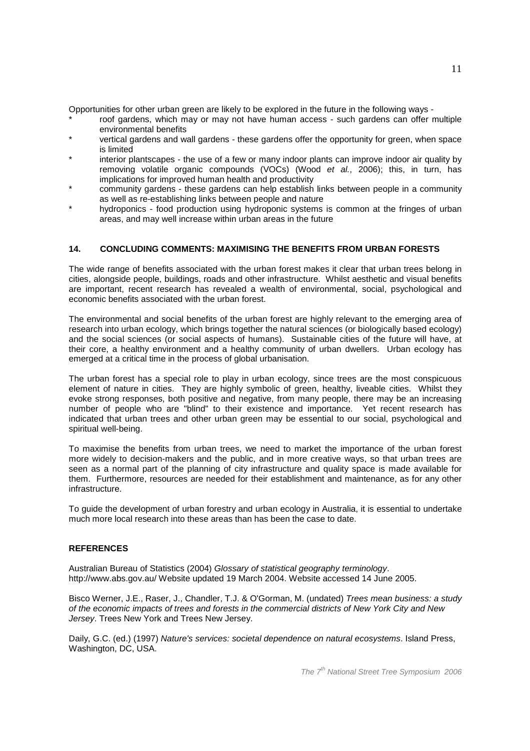Opportunities for other urban green are likely to be explored in the future in the following ways -

- roof gardens, which may or may not have human access - such gardens can offer multiple environmental benefits
- vertical gardens and wall gardens - these gardens offer the opportunity for green, when space is limited
- interior plantscapes - the use of a few or many indoor plants can improve indoor air quality by removing volatile organic compounds (VOCs) (Wood *et al.*, 2006); this, in turn, has implications for improved human health and productivity
- community gardens - these gardens can help establish links between people in a community as well as re-establishing links between people and nature
- hydroponics - food production using hydroponic systems is common at the fringes of urban areas, and may well increase within urban areas in the future

## 14. CONCLUDING COMMENTS: MAXIMISING THE BENEFITS FROM URBAN FORESTS

The wide range of benefits associated with the urban forest makes it clear that urban trees belong in cities, alongside people, buildings, roads and other infrastructure. Whilst aesthetic and visual benefits are important, recent research has revealed a wealth of environmental, social, psychological and economic benefits associated with the urban forest.

The environmental and social benefits of the urban forest are highly relevant to the emerging area of research into urban ecology, which brings together the natural sciences (or biologically based ecology) and the social sciences (or social aspects of humans). Sustainable cities of the future will have, at their core, a healthy environment and a healthy community of urban dwellers. Urban ecology has emerged at a critical time in the process of global urbanisation.

The urban forest has a special role to play in urban ecology, since trees are the most conspicuous element of nature in cities. They are highly symbolic of green, healthy, liveable cities. Whilst they evoke strong responses, both positive and negative, from many people, there may be an increasing number of people who are "blind" to their existence and importance. Yet recent research has indicated that urban trees and other urban green may be essential to our social, psychological and spiritual well-being.

To maximise the benefits from urban trees, we need to market the importance of the urban forest more widely to decision-makers and the public, and in more creative ways, so that urban trees are seen as a normal part of the planning of city infrastructure and quality space is made available for them. Furthermore, resources are needed for their establishment and maintenance, as for any other infrastructure.

To guide the development of urban forestry and urban ecology in Australia, it is essential to undertake much more local research into these areas than has been the case to date.

## REFERENCES

Australian Bureau of Statistics (2004) *Glossary of statistical geography terminology*. http://www.abs.gov.au/ Website updated 19 March 2004. Website accessed 14 June 2005.

Bisco Werner, J.E., Raser, J., Chandler, T.J. & O'Gorman, M. (undated) *Trees mean business: a study of the economic impacts of trees and forests in the commercial districts of New York City and New Jersey*. Trees New York and Trees New Jersey.

Daily, G.C. (ed.) (1997) *Nature's services: societal dependence on natural ecosystems*. Island Press, Washington, DC, USA.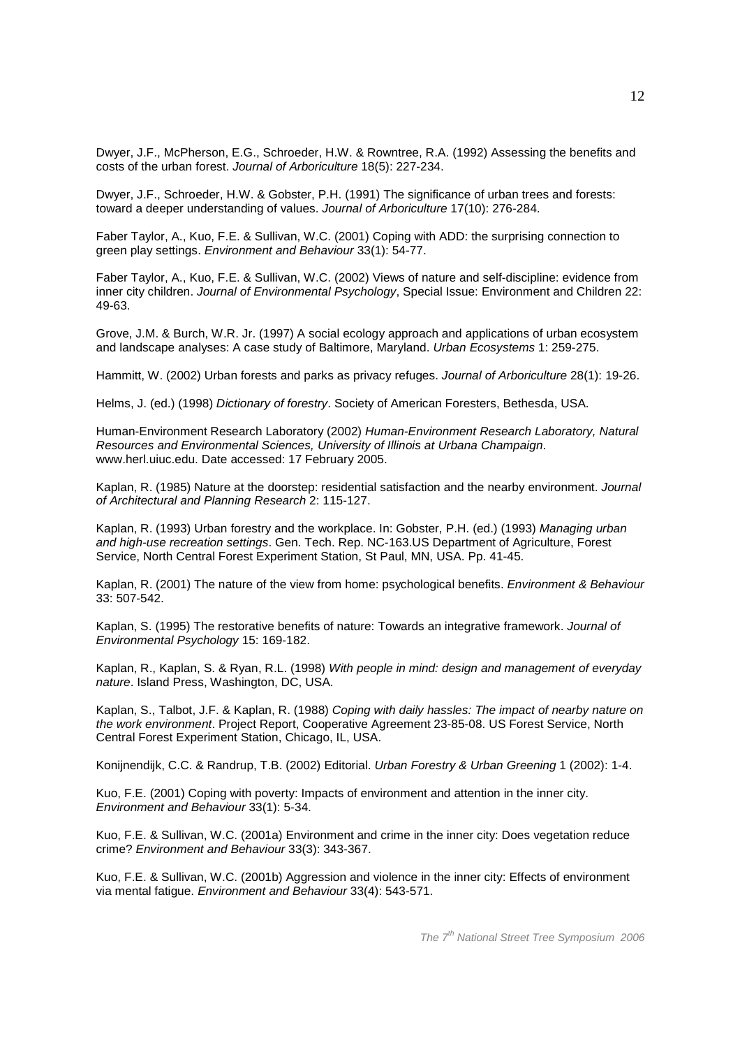Dwyer, J.F., McPherson, E.G., Schroeder, H.W. & Rowntree, R.A. (1992) Assessing the benefits and costs of the urban forest. *Journal of Arboriculture* 18(5): 227-234.

Dwyer, J.F., Schroeder, H.W. & Gobster, P.H. (1991) The significance of urban trees and forests: toward a deeper understanding of values. *Journal of Arboriculture* 17(10): 276-284.

Faber Taylor, A., Kuo, F.E. & Sullivan, W.C. (2001) Coping with ADD: the surprising connection to green play settings. *Environment and Behaviour* 33(1): 54-77.

Faber Taylor, A., Kuo, F.E. & Sullivan, W.C. (2002) Views of nature and self-discipline: evidence from inner city children. *Journal of Environmental Psychology*, Special Issue: Environment and Children 22: 49-63.

Grove, J.M. & Burch, W.R. Jr. (1997) A social ecology approach and applications of urban ecosystem and landscape analyses: A case study of Baltimore, Maryland. *Urban Ecosystems* 1: 259-275.

Hammitt, W. (2002) Urban forests and parks as privacy refuges. *Journal of Arboriculture* 28(1): 19-26.

Helms, J. (ed.) (1998) *Dictionary of forestry*. Society of American Foresters, Bethesda, USA.

Human-Environment Research Laboratory (2002) *Human-Environment Research Laboratory, Natural Resources and Environmental Sciences, University of Illinois at Urbana Champaign*. www.herl.uiuc.edu. Date accessed: 17 February 2005.

Kaplan, R. (1985) Nature at the doorstep: residential satisfaction and the nearby environment. *Journal of Architectural and Planning Research* 2: 115-127.

Kaplan, R. (1993) Urban forestry and the workplace. In: Gobster, P.H. (ed.) (1993) *Managing urban and high-use recreation settings*. Gen. Tech. Rep. NC-163.US Department of Agriculture, Forest Service, North Central Forest Experiment Station, St Paul, MN, USA. Pp. 41-45.

Kaplan, R. (2001) The nature of the view from home: psychological benefits. *Environment & Behaviour* 33: 507-542.

Kaplan, S. (1995) The restorative benefits of nature: Towards an integrative framework. *Journal of Environmental Psychology* 15: 169-182.

Kaplan, R., Kaplan, S. & Ryan, R.L. (1998) *With people in mind: design and management of everyday nature*. Island Press, Washington, DC, USA.

Kaplan, S., Talbot, J.F. & Kaplan, R. (1988) *Coping with daily hassles: The impact of nearby nature on the work environment*. Project Report, Cooperative Agreement 23-85-08. US Forest Service, North Central Forest Experiment Station, Chicago, IL, USA.

Konijnendijk, C.C. & Randrup, T.B. (2002) Editorial. *Urban Forestry & Urban Greening* 1 (2002): 1-4.

Kuo, F.E. (2001) Coping with poverty: Impacts of environment and attention in the inner city. *Environment and Behaviour* 33(1): 5-34.

Kuo, F.E. & Sullivan, W.C. (2001a) Environment and crime in the inner city: Does vegetation reduce crime? *Environment and Behaviour* 33(3): 343-367.

Kuo, F.E. & Sullivan, W.C. (2001b) Aggression and violence in the inner city: Effects of environment via mental fatigue. *Environment and Behaviour* 33(4): 543-571.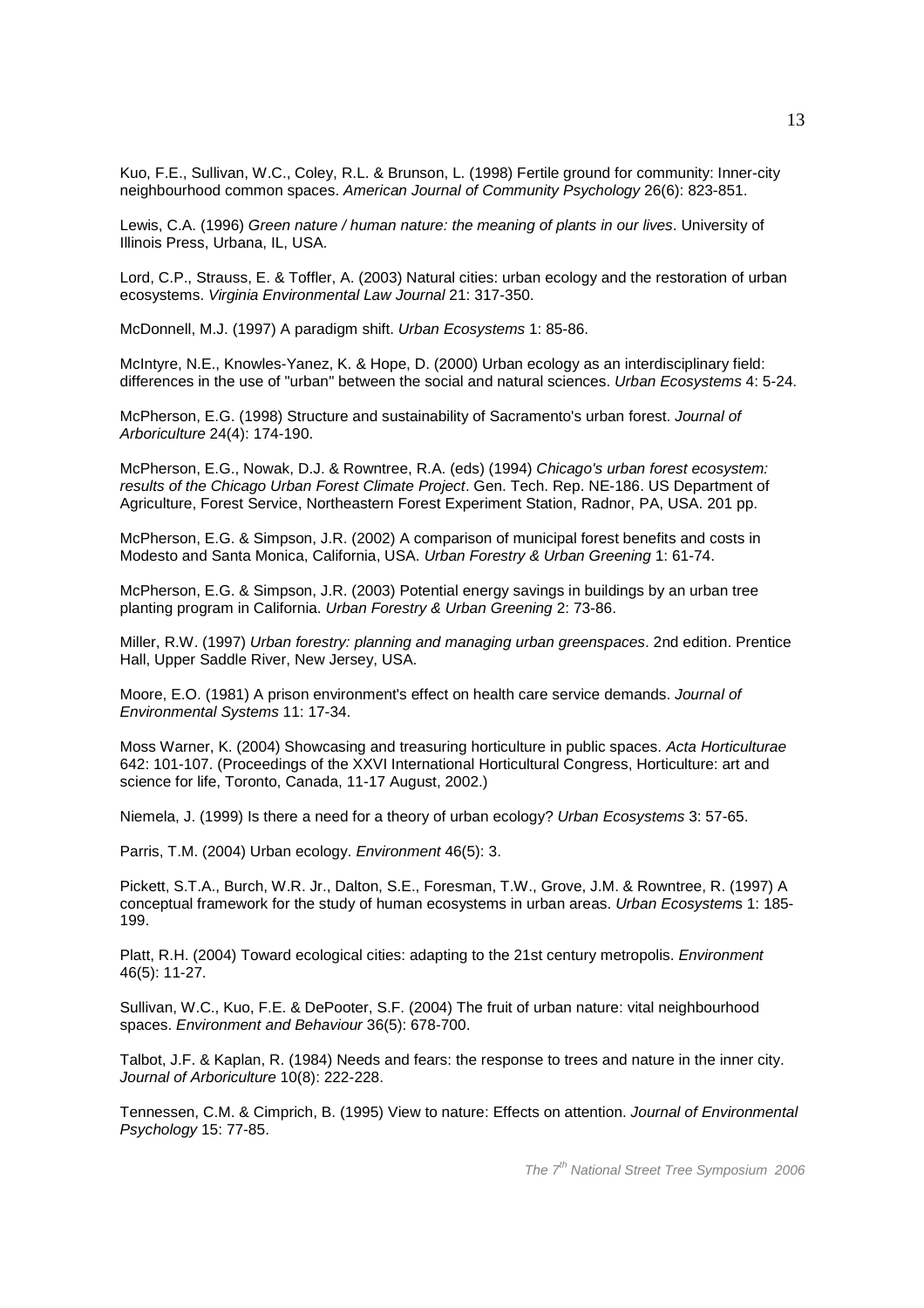Kuo, F.E., Sullivan, W.C., Coley, R.L. & Brunson, L. (1998) Fertile ground for community: Inner-city neighbourhood common spaces. *American Journal of Community Psychology* 26(6): 823-851.

Lewis, C.A. (1996) *Green nature / human nature: the meaning of plants in our lives*. University of Illinois Press, Urbana, IL, USA.

Lord, C.P., Strauss, E. & Toffler, A. (2003) Natural cities: urban ecology and the restoration of urban ecosystems. *Virginia Environmental Law Journal* 21: 317-350.

McDonnell, M.J. (1997) A paradigm shift. *Urban Ecosystems* 1: 85-86.

McIntyre, N.E., Knowles-Yanez, K. & Hope, D. (2000) Urban ecology as an interdisciplinary field: differences in the use of "urban" between the social and natural sciences. *Urban Ecosystems* 4: 5-24.

McPherson, E.G. (1998) Structure and sustainability of Sacramento's urban forest. *Journal of Arboriculture* 24(4): 174-190.

McPherson, E.G., Nowak, D.J. & Rowntree, R.A. (eds) (1994) *Chicago's urban forest ecosystem: results of the Chicago Urban Forest Climate Project*. Gen. Tech. Rep. NE-186. US Department of Agriculture, Forest Service, Northeastern Forest Experiment Station, Radnor, PA, USA. 201 pp.

McPherson, E.G. & Simpson, J.R. (2002) A comparison of municipal forest benefits and costs in Modesto and Santa Monica, California, USA. *Urban Forestry & Urban Greening* 1: 61-74.

McPherson, E.G. & Simpson, J.R. (2003) Potential energy savings in buildings by an urban tree planting program in California. *Urban Forestry & Urban Greening* 2: 73-86.

Miller, R.W. (1997) *Urban forestry: planning and managing urban greenspaces*. 2nd edition. Prentice Hall, Upper Saddle River, New Jersey, USA.

Moore, E.O. (1981) A prison environment's effect on health care service demands. *Journal of Environmental Systems* 11: 17-34.

Moss Warner, K. (2004) Showcasing and treasuring horticulture in public spaces. *Acta Horticulturae* 642: 101-107. (Proceedings of the XXVI International Horticultural Congress, Horticulture: art and science for life, Toronto, Canada, 11-17 August, 2002.)

Niemela, J. (1999) Is there a need for a theory of urban ecology? *Urban Ecosystems* 3: 57-65.

Parris, T.M. (2004) Urban ecology. *Environment* 46(5): 3.

Pickett, S.T.A., Burch, W.R. Jr., Dalton, S.E., Foresman, T.W., Grove, J.M. & Rowntree, R. (1997) A conceptual framework for the study of human ecosystems in urban areas. *Urban Ecosystems* 1: 185-199.

Platt, R.H. (2004) Toward ecological cities: adapting to the 21st century metropolis. *Environment* 46(5): 11-27.

Sullivan, W.C., Kuo, F.E. & DePooter, S.F. (2004) The fruit of urban nature: vital neighbourhood spaces. *Environment and Behaviour* 36(5): 678-700.

Talbot, J.F. & Kaplan, R. (1984) Needs and fears: the response to trees and nature in the inner city. *Journal of Arboriculture* 10(8): 222-228.

Tennessen, C.M. & Cimprich, B. (1995) View to nature: Effects on attention. *Journal of Environmental Psychology* 15: 77-85.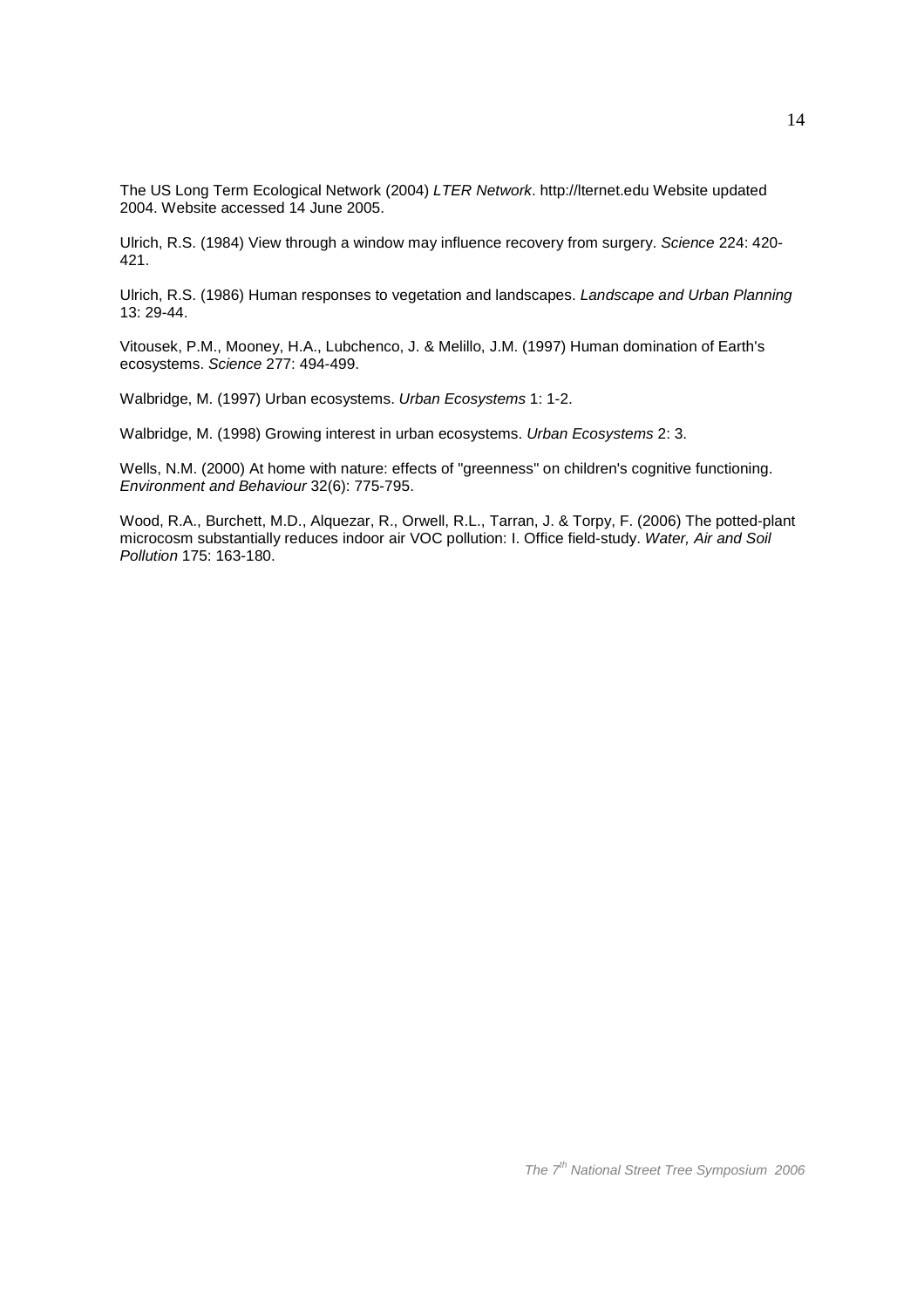The US Long Term Ecological Network (2004) *LTER Network*. http://lternet.edu Website updated 2004. Website accessed 14 June 2005.

Ulrich, R.S. (1984) View through a window may influence recovery from surgery. *Science* 224: 420-421.

Ulrich, R.S. (1986) Human responses to vegetation and landscapes. *Landscape and Urban Planning* 13: 29-44.

Vitousek, P.M., Mooney, H.A., Lubchenco, J. & Melillo, J.M. (1997) Human domination of Earth's ecosystems. *Science* 277: 494-499.

Walbridge, M. (1997) Urban ecosystems. *Urban Ecosystems* 1: 1-2.

Walbridge, M. (1998) Growing interest in urban ecosystems. *Urban Ecosystems* 2: 3.

Wells, N.M. (2000) At home with nature: effects of "greenness" on children's cognitive functioning. *Environment and Behaviour* 32(6): 775-795.

Wood, R.A., Burchett, M.D., Alquezar, R., Orwell, R.L., Tarran, J. & Torpy, F. (2006) The potted-plant microcosm substantially reduces indoor air VOC pollution: I. Office field-study. *Water, Air and Soil Pollution* 175: 163-180.